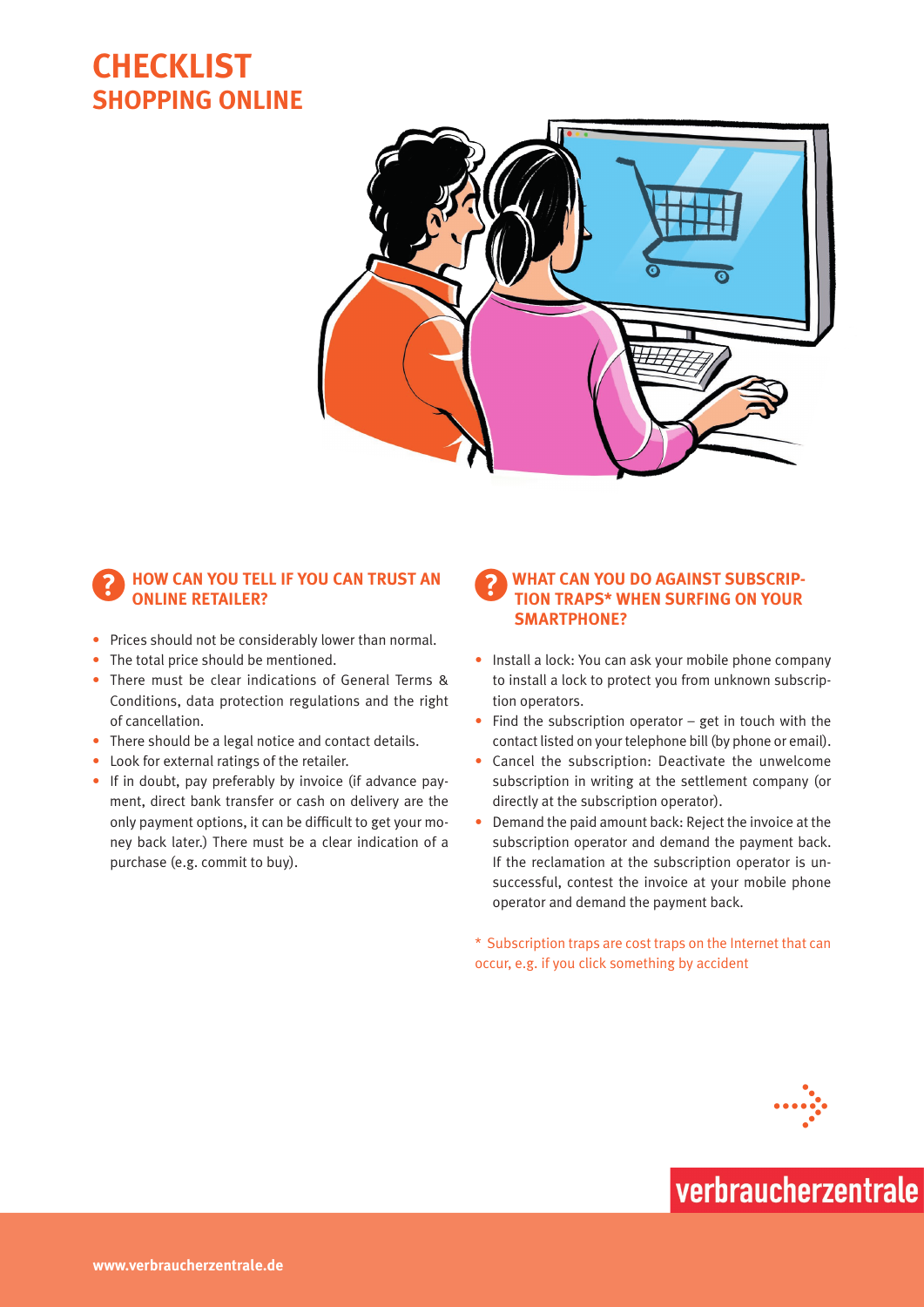# CHECKLIST
## SHOPPING ONLINE

### HOW CAN YOU TELL IF YOU CAN TRUST AN ONLINE RETAILER?

- Prices should not be considerably lower than normal.
- The total price should be mentioned.
- There must be clear indications of General Terms & Conditions, data protection regulations and the right of cancellation.
- There should be a legal notice and contact details.
- Look for external ratings of the retailer.
- If in doubt, pay preferably by invoice (if advance payment, direct bank transfer or cash on delivery are the only payment options, it can be difficult to get your money back later.) There must be a clear indication of a purchase (e.g. commit to buy).

### WHAT CAN YOU DO AGAINST SUBSCRIPTION TRAPS* WHEN SURFING ON YOUR SMARTPHONE?

- Install a lock: You can ask your mobile phone company to install a lock to protect you from unknown subscription operators.
- Find the subscription operator – get in touch with the contact listed on your telephone bill (by phone or email).
- Cancel the subscription: Deactivate the unwelcome subscription in writing at the settlement company (or directly at the subscription operator).
- Demand the paid amount back: Reject the invoice at the subscription operator and demand the payment back. If the reclamation at the subscription operator is unsuccessful, contest the invoice at your mobile phone operator and demand the payment back.

* Subscription traps are cost traps on the Internet that can occur, e.g. if you click something by accident

verbraucherzentrale

www.verbraucherzentrale.de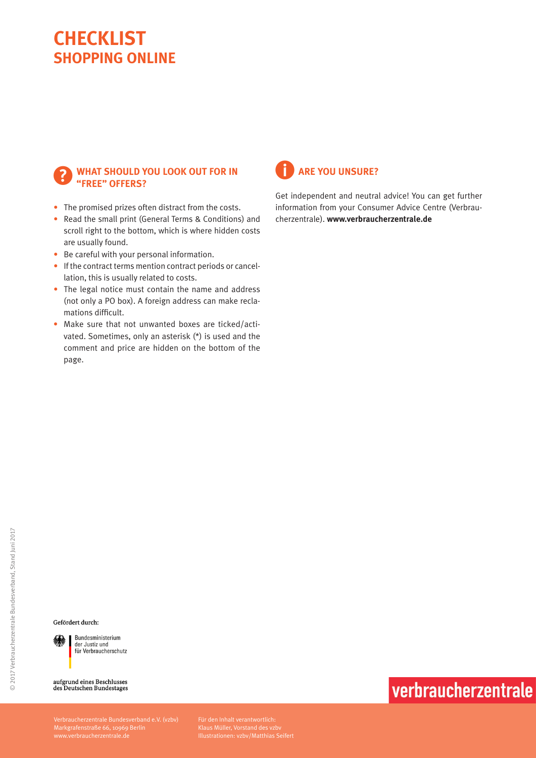# CHECKLIST
## SHOPPING ONLINE

### WHAT SHOULD YOU LOOK OUT FOR IN "FREE" OFFERS?

- The promised prizes often distract from the costs.
- Read the small print (General Terms & Conditions) and scroll right to the bottom, which is where hidden costs are usually found.
- Be careful with your personal information.
- If the contract terms mention contract periods or cancellation, this is usually related to costs.
- The legal notice must contain the name and address (not only a PO box). A foreign address can make reclamations difficult.
- Make sure that not unwanted boxes are ticked/activated. Sometimes, only an asterisk (*) is used and the comment and price are hidden on the bottom of the page.

### ARE YOU UNSURE?

Get independent and neutral advice! You can get further information from your Consumer Advice Centre (Verbraucherzentrale). **www.verbraucherzentrale.de**

© 2017 Verbraucherzentrale Bundesverband, Stand Juni 2017

Gefördert durch:

Bundesministerium der Justiz und für Verbraucherschutz

aufgrund eines Beschlusses des Deutschen Bundestages

verbraucherzentrale

Verbraucherzentrale Bundesverband e.V. (vzbv)
Markgrafenstraße 66, 10969 Berlin
www.verbraucherzentrale.de

Für den Inhalt verantwortlich:
Klaus Müller, Vorstand des vzbv
Illustrationen: vzbv/Matthias Seifert